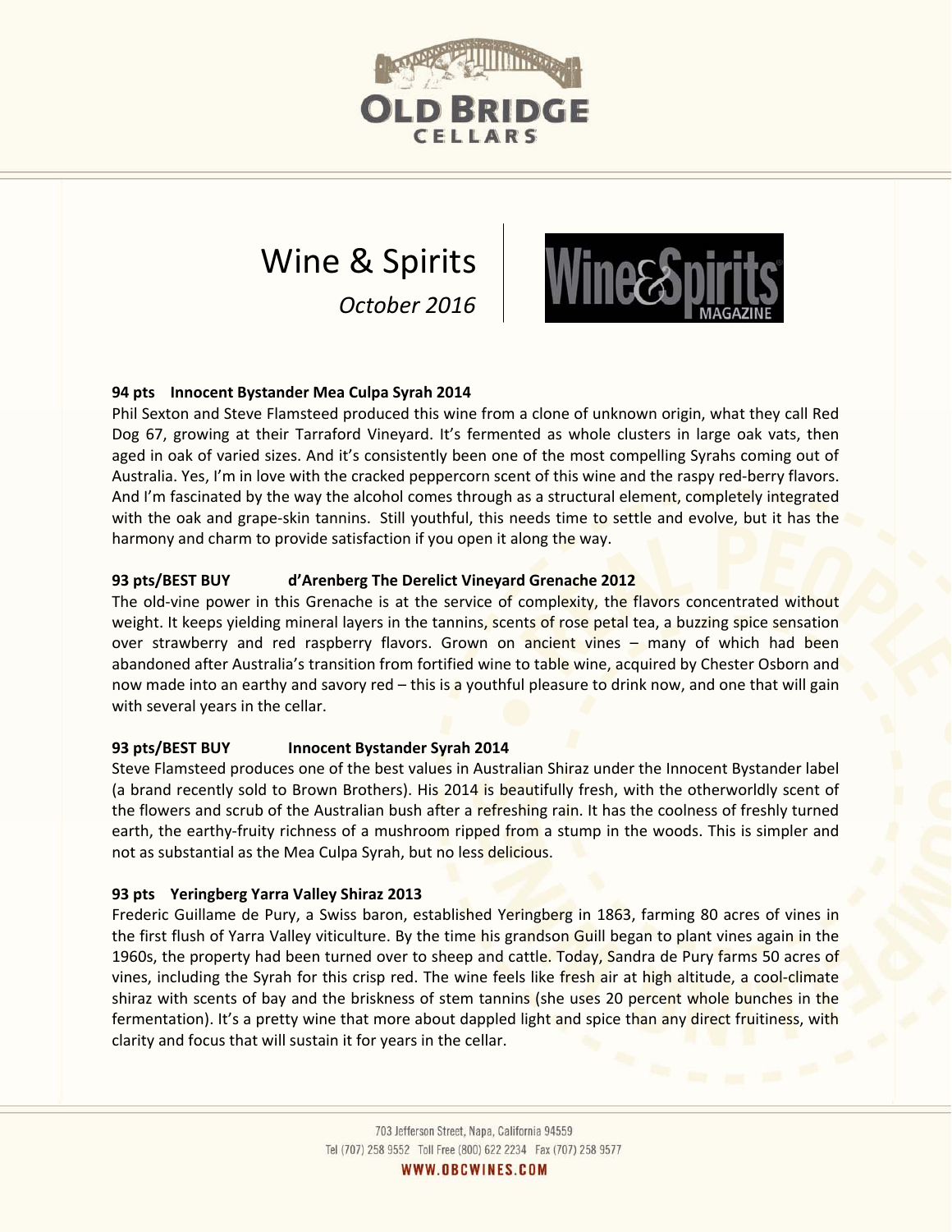# Wine & Spirits

*October 2016*

**94 pts Innocent Bystander Mea Culpa Syrah 2014**

Phil Sexton and Steve Flamsteed produced this wine from a clone of unknown origin, what they call Red Dog 67, growing at their Tarraford Vineyard. It's fermented as whole clusters in large oak vats, then aged in oak of varied sizes. And it's consistently been one of the most compelling Syrahs coming out of Australia. Yes, I'm in love with the cracked peppercorn scent of this wine and the raspy red-berry flavors. And I'm fascinated by the way the alcohol comes through as a structural element, completely integrated with the oak and grape-skin tannins. Still youthful, this needs time to settle and evolve, but it has the harmony and charm to provide satisfaction if you open it along the way.

**93 pts/BEST BUY d'Arenberg The Derelict Vineyard Grenache 2012**

The old-vine power in this Grenache is at the service of complexity, the flavors concentrated without weight. It keeps yielding mineral layers in the tannins, scents of rose petal tea, a buzzing spice sensation over strawberry and red raspberry flavors. Grown on ancient vines – many of which had been abandoned after Australia's transition from fortified wine to table wine, acquired by Chester Osborn and now made into an earthy and savory red – this is a youthful pleasure to drink now, and one that will gain with several years in the cellar.

**93 pts/BEST BUY Innocent Bystander Syrah 2014**

Steve Flamsteed produces one of the best values in Australian Shiraz under the Innocent Bystander label (a brand recently sold to Brown Brothers). His 2014 is beautifully fresh, with the otherworldly scent of the flowers and scrub of the Australian bush after a refreshing rain. It has the coolness of freshly turned earth, the earthy-fruity richness of a mushroom ripped from a stump in the woods. This is simpler and not as substantial as the Mea Culpa Syrah, but no less delicious.

**93 pts Yeringberg Yarra Valley Shiraz 2013**

Frederic Guillame de Pury, a Swiss baron, established Yeringberg in 1863, farming 80 acres of vines in the first flush of Yarra Valley viticulture. By the time his grandson Guill began to plant vines again in the 1960s, the property had been turned over to sheep and cattle. Today, Sandra de Pury farms 50 acres of vines, including the Syrah for this crisp red. The wine feels like fresh air at high altitude, a cool-climate shiraz with scents of bay and the briskness of stem tannins (she uses 20 percent whole bunches in the fermentation). It's a pretty wine that more about dappled light and spice than any direct fruitiness, with clarity and focus that will sustain it for years in the cellar.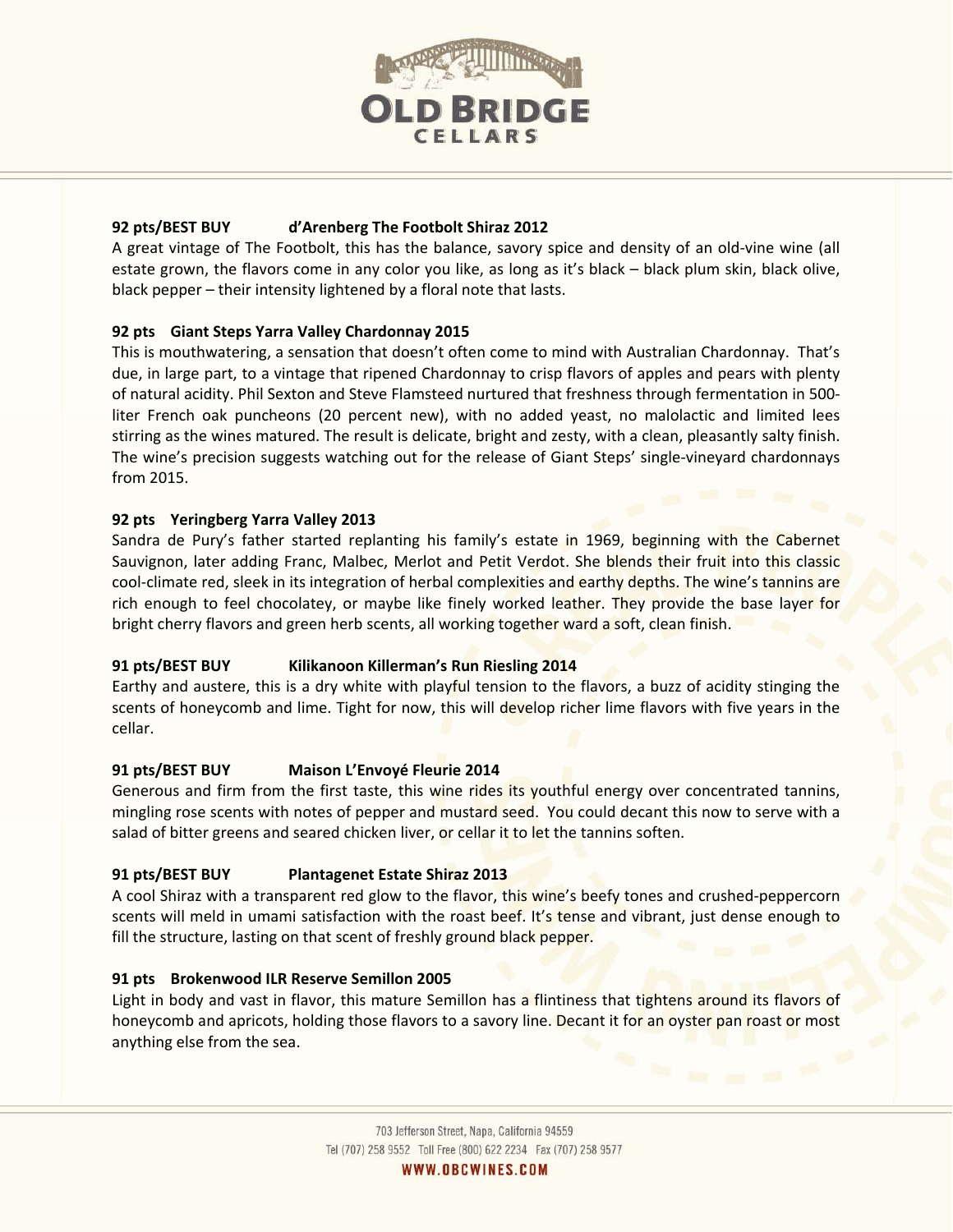**92 pts/BEST BUY d'Arenberg The Footbolt Shiraz 2012**

A great vintage of The Footbolt, this has the balance, savory spice and density of an old-vine wine (all estate grown, the flavors come in any color you like, as long as it's black – black plum skin, black olive, black pepper – their intensity lightened by a floral note that lasts.

**92 pts Giant Steps Yarra Valley Chardonnay 2015**

This is mouthwatering, a sensation that doesn't often come to mind with Australian Chardonnay. That's due, in large part, to a vintage that ripened Chardonnay to crisp flavors of apples and pears with plenty of natural acidity. Phil Sexton and Steve Flamsteed nurtured that freshness through fermentation in 500-liter French oak puncheons (20 percent new), with no added yeast, no malolactic and limited lees stirring as the wines matured. The result is delicate, bright and zesty, with a clean, pleasantly salty finish. The wine's precision suggests watching out for the release of Giant Steps' single-vineyard chardonnays from 2015.

**92 pts Yeringberg Yarra Valley 2013**

Sandra de Pury's father started replanting his family's estate in 1969, beginning with the Cabernet Sauvignon, later adding Franc, Malbec, Merlot and Petit Verdot. She blends their fruit into this classic cool-climate red, sleek in its integration of herbal complexities and earthy depths. The wine's tannins are rich enough to feel chocolatey, or maybe like finely worked leather. They provide the base layer for bright cherry flavors and green herb scents, all working together ward a soft, clean finish.

**91 pts/BEST BUY Kilikanoon Killerman's Run Riesling 2014**

Earthy and austere, this is a dry white with playful tension to the flavors, a buzz of acidity stinging the scents of honeycomb and lime. Tight for now, this will develop richer lime flavors with five years in the cellar.

**91 pts/BEST BUY Maison L'Envoyé Fleurie 2014**

Generous and firm from the first taste, this wine rides its youthful energy over concentrated tannins, mingling rose scents with notes of pepper and mustard seed. You could decant this now to serve with a salad of bitter greens and seared chicken liver, or cellar it to let the tannins soften.

**91 pts/BEST BUY Plantagenet Estate Shiraz 2013**

A cool Shiraz with a transparent red glow to the flavor, this wine's beefy tones and crushed-peppercorn scents will meld in umami satisfaction with the roast beef. It's tense and vibrant, just dense enough to fill the structure, lasting on that scent of freshly ground black pepper.

**91 pts Brokenwood ILR Reserve Semillon 2005**

Light in body and vast in flavor, this mature Semillon has a flintiness that tightens around its flavors of honeycomb and apricots, holding those flavors to a savory line. Decant it for an oyster pan roast or most anything else from the sea.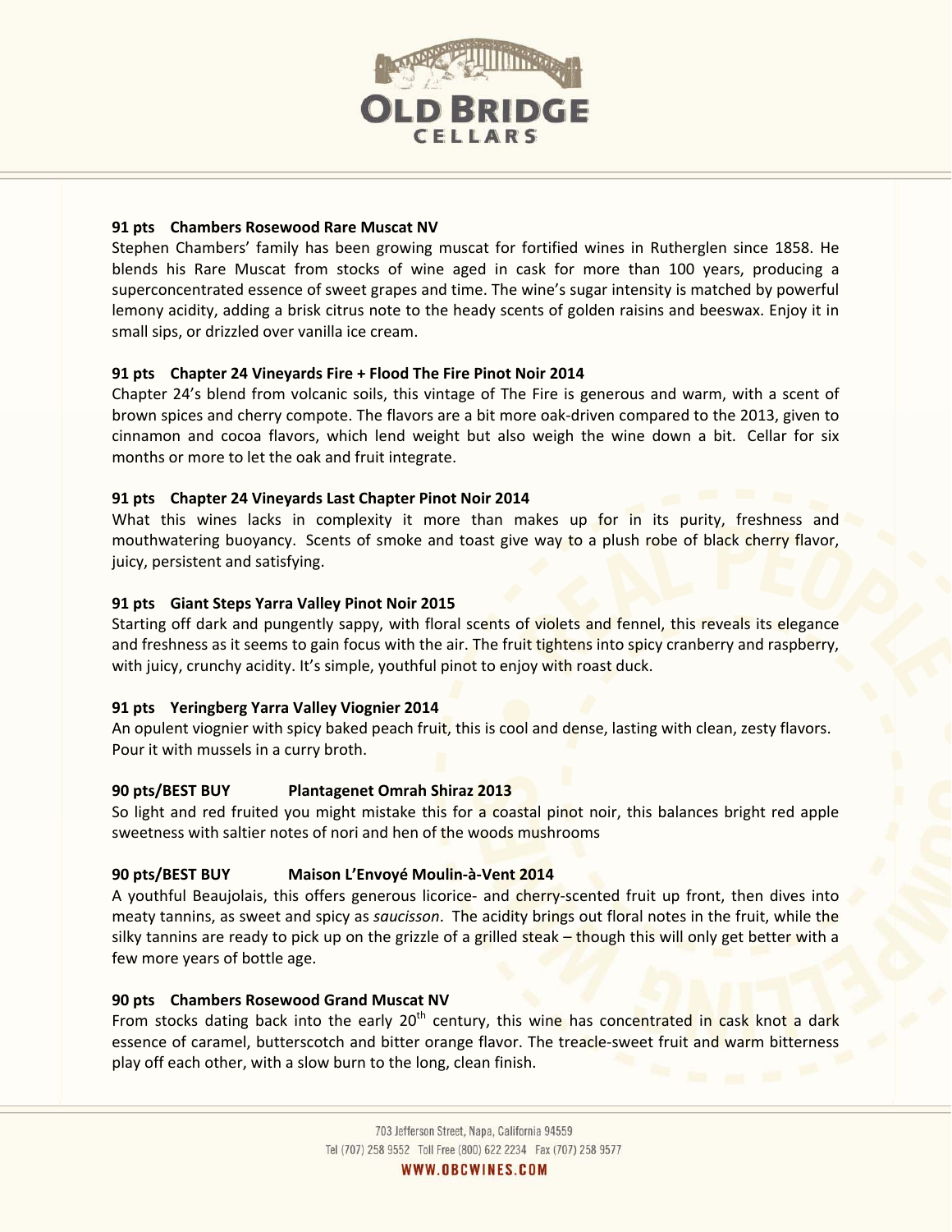**91 pts Chambers Rosewood Rare Muscat NV**

Stephen Chambers' family has been growing muscat for fortified wines in Rutherglen since 1858. He blends his Rare Muscat from stocks of wine aged in cask for more than 100 years, producing a superconcentrated essence of sweet grapes and time. The wine's sugar intensity is matched by powerful lemony acidity, adding a brisk citrus note to the heady scents of golden raisins and beeswax. Enjoy it in small sips, or drizzled over vanilla ice cream.

**91 pts Chapter 24 Vineyards Fire + Flood The Fire Pinot Noir 2014**

Chapter 24's blend from volcanic soils, this vintage of The Fire is generous and warm, with a scent of brown spices and cherry compote. The flavors are a bit more oak-driven compared to the 2013, given to cinnamon and cocoa flavors, which lend weight but also weigh the wine down a bit. Cellar for six months or more to let the oak and fruit integrate.

**91 pts Chapter 24 Vineyards Last Chapter Pinot Noir 2014**

What this wines lacks in complexity it more than makes up for in its purity, freshness and mouthwatering buoyancy. Scents of smoke and toast give way to a plush robe of black cherry flavor, juicy, persistent and satisfying.

**91 pts Giant Steps Yarra Valley Pinot Noir 2015**

Starting off dark and pungently sappy, with floral scents of violets and fennel, this reveals its elegance and freshness as it seems to gain focus with the air. The fruit tightens into spicy cranberry and raspberry, with juicy, crunchy acidity. It's simple, youthful pinot to enjoy with roast duck.

**91 pts Yeringberg Yarra Valley Viognier 2014**

An opulent viognier with spicy baked peach fruit, this is cool and dense, lasting with clean, zesty flavors. Pour it with mussels in a curry broth.

**90 pts/BEST BUY Plantagenet Omrah Shiraz 2013**

So light and red fruited you might mistake this for a coastal pinot noir, this balances bright red apple sweetness with saltier notes of nori and hen of the woods mushrooms

**90 pts/BEST BUY Maison L'Envoyé Moulin-à-Vent 2014**

A youthful Beaujolais, this offers generous licorice- and cherry-scented fruit up front, then dives into meaty tannins, as sweet and spicy as *saucisson*. The acidity brings out floral notes in the fruit, while the silky tannins are ready to pick up on the grizzle of a grilled steak – though this will only get better with a few more years of bottle age.

**90 pts Chambers Rosewood Grand Muscat NV**

From stocks dating back into the early 20th century, this wine has concentrated in cask knot a dark essence of caramel, butterscotch and bitter orange flavor. The treacle-sweet fruit and warm bitterness play off each other, with a slow burn to the long, clean finish.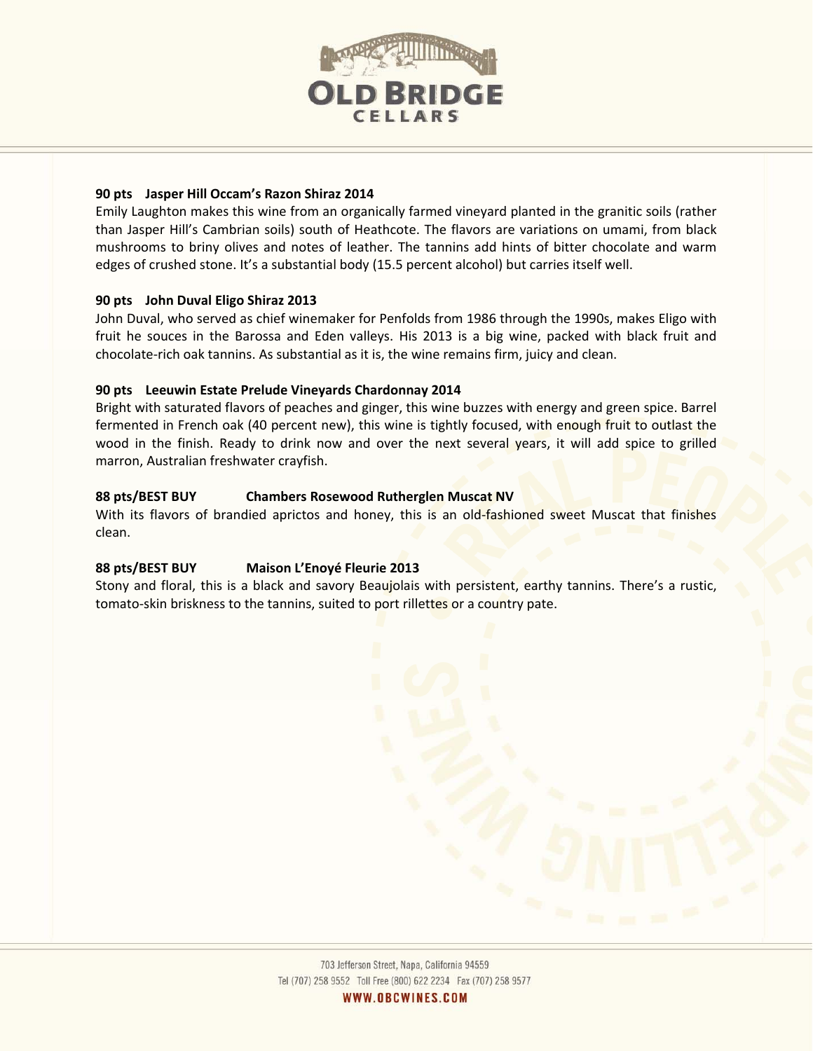**90 pts Jasper Hill Occam's Razon Shiraz 2014**

Emily Laughton makes this wine from an organically farmed vineyard planted in the granitic soils (rather than Jasper Hill's Cambrian soils) south of Heathcote. The flavors are variations on umami, from black mushrooms to briny olives and notes of leather. The tannins add hints of bitter chocolate and warm edges of crushed stone. It's a substantial body (15.5 percent alcohol) but carries itself well.

**90 pts John Duval Eligo Shiraz 2013**

John Duval, who served as chief winemaker for Penfolds from 1986 through the 1990s, makes Eligo with fruit he souces in the Barossa and Eden valleys. His 2013 is a big wine, packed with black fruit and chocolate-rich oak tannins. As substantial as it is, the wine remains firm, juicy and clean.

**90 pts Leeuwin Estate Prelude Vineyards Chardonnay 2014**

Bright with saturated flavors of peaches and ginger, this wine buzzes with energy and green spice. Barrel fermented in French oak (40 percent new), this wine is tightly focused, with enough fruit to outlast the wood in the finish. Ready to drink now and over the next several years, it will add spice to grilled marron, Australian freshwater crayfish.

**88 pts/BEST BUY Chambers Rosewood Rutherglen Muscat NV**

With its flavors of brandied aprictos and honey, this is an old-fashioned sweet Muscat that finishes clean.

**88 pts/BEST BUY Maison L'Enoyé Fleurie 2013**

Stony and floral, this is a black and savory Beaujolais with persistent, earthy tannins. There's a rustic, tomato-skin briskness to the tannins, suited to port rillettes or a country pate.